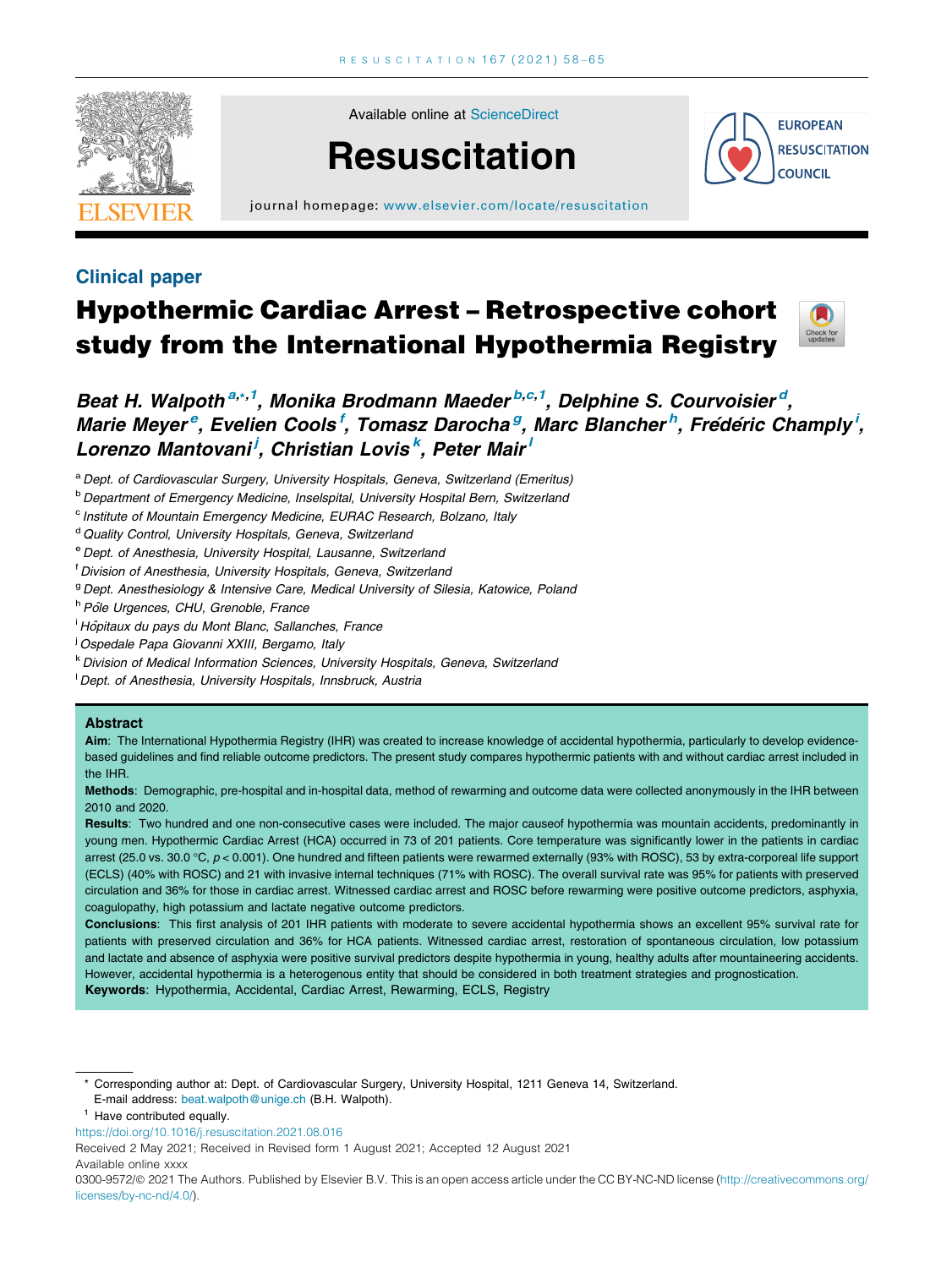Clinical paper

# Hypothermic Cardiac Arrest – Retrospective cohort study from the International Hypothermia Registry

**Beat H. Walpoth**[a,*,1], **Monika Brodmann Maeder**[b,c,1], **Delphine S. Courvoisier**[d], **Marie Meyer**[e], **Evelien Cools**[f], **Tomasz Darocha**[g], **Marc Blancher**[h], **Frédéric Champly**[i], **Lorenzo Mantovani**[j], **Christian Lovis**[k], **Peter Mair**[l]

[a] Dept. of Cardiovascular Surgery, University Hospitals, Geneva, Switzerland (Emeritus)
[b] Department of Emergency Medicine, Inselspital, University Hospital Bern, Switzerland
[c] Institute of Mountain Emergency Medicine, EURAC Research, Bolzano, Italy
[d] Quality Control, University Hospitals, Geneva, Switzerland
[e] Dept. of Anesthesia, University Hospital, Lausanne, Switzerland
[f] Division of Anesthesia, University Hospitals, Geneva, Switzerland
[g] Dept. Anesthesiology & Intensive Care, Medical University of Silesia, Katowice, Poland
[h] Pôle Urgences, CHU, Grenoble, France
[i] Hôpitaux du pays du Mont Blanc, Sallanches, France
[j] Ospedale Papa Giovanni XXIII, Bergamo, Italy
[k] Division of Medical Information Sciences, University Hospitals, Geneva, Switzerland
[l] Dept. of Anesthesia, University Hospitals, Innsbruck, Austria

## Abstract

**Aim**: The International Hypothermia Registry (IHR) was created to increase knowledge of accidental hypothermia, particularly to develop evidence-based guidelines and find reliable outcome predictors. The present study compares hypothermic patients with and without cardiac arrest included in the IHR.

**Methods**: Demographic, pre-hospital and in-hospital data, method of rewarming and outcome data were collected anonymously in the IHR between 2010 and 2020.

**Results**: Two hundred and one non-consecutive cases were included. The major causeof hypothermia was mountain accidents, predominantly in young men. Hypothermic Cardiac Arrest (HCA) occurred in 73 of 201 patients. Core temperature was significantly lower in the patients in cardiac arrest (25.0 vs. 30.0 °C, $p < 0.001$). One hundred and fifteen patients were rewarmed externally (93% with ROSC), 53 by extra-corporeal life support (ECLS) (40% with ROSC) and 21 with invasive internal techniques (71% with ROSC). The overall survival rate was 95% for patients with preserved circulation and 36% for those in cardiac arrest. Witnessed cardiac arrest and ROSC before rewarming were positive outcome predictors, asphyxia, coagulopathy, high potassium and lactate negative outcome predictors.

**Conclusions**: This first analysis of 201 IHR patients with moderate to severe accidental hypothermia shows an excellent 95% survival rate for patients with preserved circulation and 36% for HCA patients. Witnessed cardiac arrest, restoration of spontaneous circulation, low potassium and lactate and absence of asphyxia were positive survival predictors despite hypothermia in young, healthy adults after mountaineering accidents. However, accidental hypothermia is a heterogenous entity that should be considered in both treatment strategies and prognostication.

**Keywords**: Hypothermia, Accidental, Cardiac Arrest, Rewarming, ECLS, Registry

---

* Corresponding author at: Dept. of Cardiovascular Surgery, University Hospital, 1211 Geneva 14, Switzerland.
E-mail address: beat.walpoth@unige.ch (B.H. Walpoth).

[1] Have contributed equally.

https://doi.org/10.1016/j.resuscitation.2021.08.016

Received 2 May 2021; Received in Revised form 1 August 2021; Accepted 12 August 2021

Available online xxxx

0300-9572/© 2021 The Authors. Published by Elsevier B.V. This is an open access article under the CC BY-NC-ND license (http://creativecommons.org/licenses/by-nc-nd/4.0/).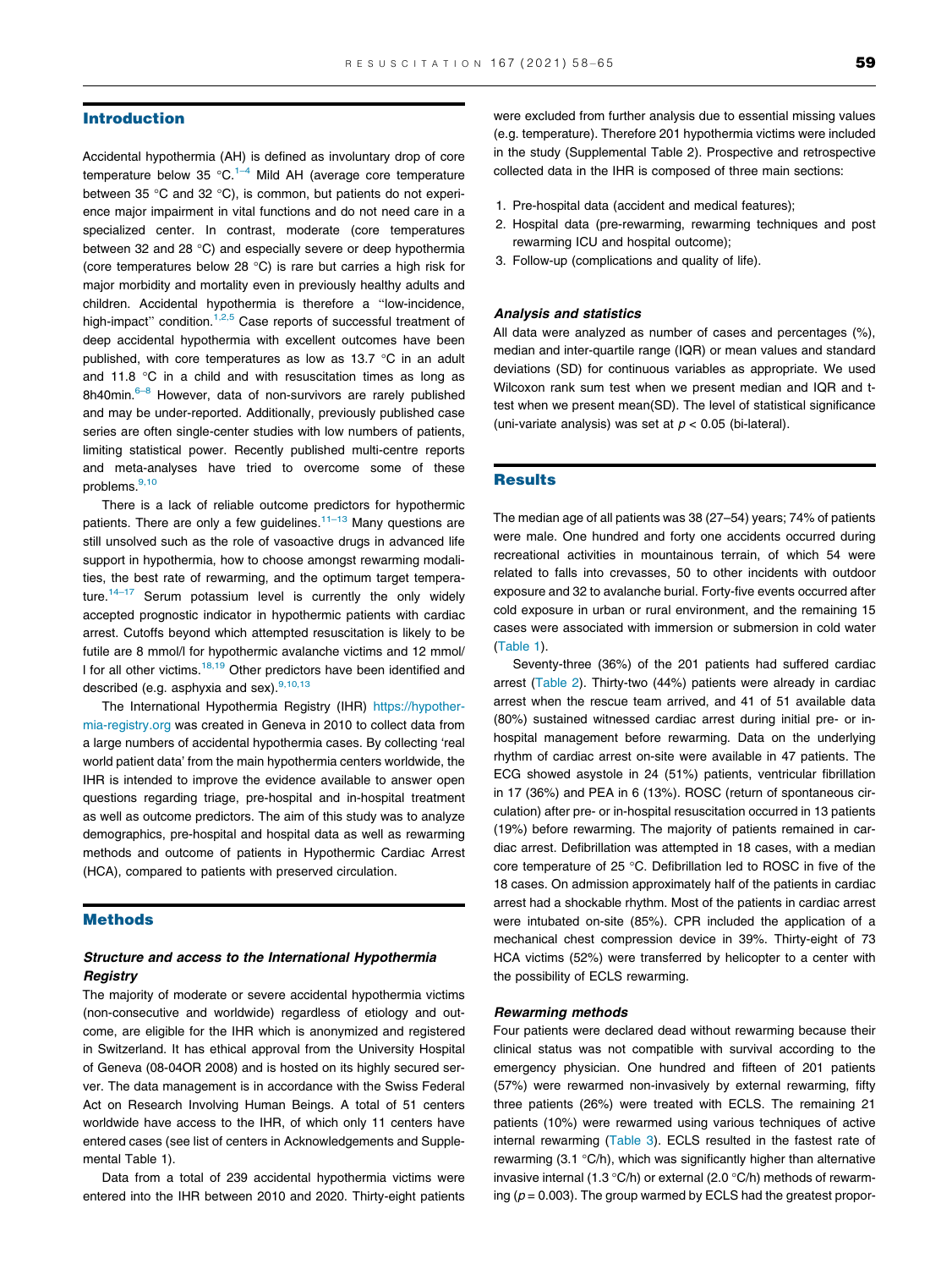## Introduction

Accidental hypothermia (AH) is defined as involuntary drop of core temperature below 35 °C.[1–4] Mild AH (average core temperature between 35 °C and 32 °C), is common, but patients do not experience major impairment in vital functions and do not need care in a specialized center. In contrast, moderate (core temperatures between 32 and 28 °C) and especially severe or deep hypothermia (core temperatures below 28 °C) is rare but carries a high risk for major morbidity and mortality even in previously healthy adults and children. Accidental hypothermia is therefore a "low-incidence, high-impact" condition.[1,2,5] Case reports of successful treatment of deep accidental hypothermia with excellent outcomes have been published, with core temperatures as low as 13.7 °C in an adult and 11.8 °C in a child and with resuscitation times as long as 8h40min.[6–8] However, data of non-survivors are rarely published and may be under-reported. Additionally, previously published case series are often single-center studies with low numbers of patients, limiting statistical power. Recently published multi-centre reports and meta-analyses have tried to overcome some of these problems.[9,10]

There is a lack of reliable outcome predictors for hypothermic patients. There are only a few guidelines.[11–13] Many questions are still unsolved such as the role of vasoactive drugs in advanced life support in hypothermia, how to choose amongst rewarming modalities, the best rate of rewarming, and the optimum target temperature.[14–17] Serum potassium level is currently the only widely accepted prognostic indicator in hypothermic patients with cardiac arrest. Cutoffs beyond which attempted resuscitation is likely to be futile are 8 mmol/l for hypothermic avalanche victims and 12 mmol/l for all other victims.[18,19] Other predictors have been identified and described (e.g. asphyxia and sex).[9,10,13]

The International Hypothermia Registry (IHR) https://hypothermia-registry.org was created in Geneva in 2010 to collect data from a large numbers of accidental hypothermia cases. By collecting 'real world patient data' from the main hypothermia centers worldwide, the IHR is intended to improve the evidence available to answer open questions regarding triage, pre-hospital and in-hospital treatment as well as outcome predictors. The aim of this study was to analyze demographics, pre-hospital and hospital data as well as rewarming methods and outcome of patients in Hypothermic Cardiac Arrest (HCA), compared to patients with preserved circulation.

## Methods

### Structure and access to the International Hypothermia Registry

The majority of moderate or severe accidental hypothermia victims (non-consecutive and worldwide) regardless of etiology and outcome, are eligible for the IHR which is anonymized and registered in Switzerland. It has ethical approval from the University Hospital of Geneva (08-04OR 2008) and is hosted on its highly secured server. The data management is in accordance with the Swiss Federal Act on Research Involving Human Beings. A total of 51 centers worldwide have access to the IHR, of which only 11 centers have entered cases (see list of centers in Acknowledgements and Supplemental Table 1).

Data from a total of 239 accidental hypothermia victims were entered into the IHR between 2010 and 2020. Thirty-eight patients were excluded from further analysis due to essential missing values (e.g. temperature). Therefore 201 hypothermia victims were included in the study (Supplemental Table 2). Prospective and retrospective collected data in the IHR is composed of three main sections:

1. Pre-hospital data (accident and medical features);
2. Hospital data (pre-rewarming, rewarming techniques and post rewarming ICU and hospital outcome);
3. Follow-up (complications and quality of life).

### Analysis and statistics

All data were analyzed as number of cases and percentages (%), median and inter-quartile range (IQR) or mean values and standard deviations (SD) for continuous variables as appropriate. We used Wilcoxon rank sum test when we present median and IQR and t-test when we present mean(SD). The level of statistical significance (uni-variate analysis) was set at $p < 0.05$ (bi-lateral).

## Results

The median age of all patients was 38 (27–54) years; 74% of patients were male. One hundred and forty one accidents occurred during recreational activities in mountainous terrain, of which 54 were related to falls into crevasses, 50 to other incidents with outdoor exposure and 32 to avalanche burial. Forty-five events occurred after cold exposure in urban or rural environment, and the remaining 15 cases were associated with immersion or submersion in cold water (Table 1).

Seventy-three (36%) of the 201 patients had suffered cardiac arrest (Table 2). Thirty-two (44%) patients were already in cardiac arrest when the rescue team arrived, and 41 of 51 available data (80%) sustained witnessed cardiac arrest during initial pre- or in-hospital management before rewarming. Data on the underlying rhythm of cardiac arrest on-site were available in 47 patients. The ECG showed asystole in 24 (51%) patients, ventricular fibrillation in 17 (36%) and PEA in 6 (13%). ROSC (return of spontaneous circulation) after pre- or in-hospital resuscitation occurred in 13 patients (19%) before rewarming. The majority of patients remained in cardiac arrest. Defibrillation was attempted in 18 cases, with a median core temperature of 25 °C. Defibrillation led to ROSC in five of the 18 cases. On admission approximately half of the patients in cardiac arrest had a shockable rhythm. Most of the patients in cardiac arrest were intubated on-site (85%). CPR included the application of a mechanical chest compression device in 39%. Thirty-eight of 73 HCA victims (52%) were transferred by helicopter to a center with the possibility of ECLS rewarming.

### Rewarming methods

Four patients were declared dead without rewarming because their clinical status was not compatible with survival according to the emergency physician. One hundred and fifteen of 201 patients (57%) were rewarmed non-invasively by external rewarming, fifty three patients (26%) were treated with ECLS. The remaining 21 patients (10%) were rewarmed using various techniques of active internal rewarming (Table 3). ECLS resulted in the fastest rate of rewarming (3.1 °C/h), which was significantly higher than alternative invasive internal (1.3 °C/h) or external (2.0 °C/h) methods of rewarming ($p = 0.003$). The group warmed by ECLS had the greatest propor-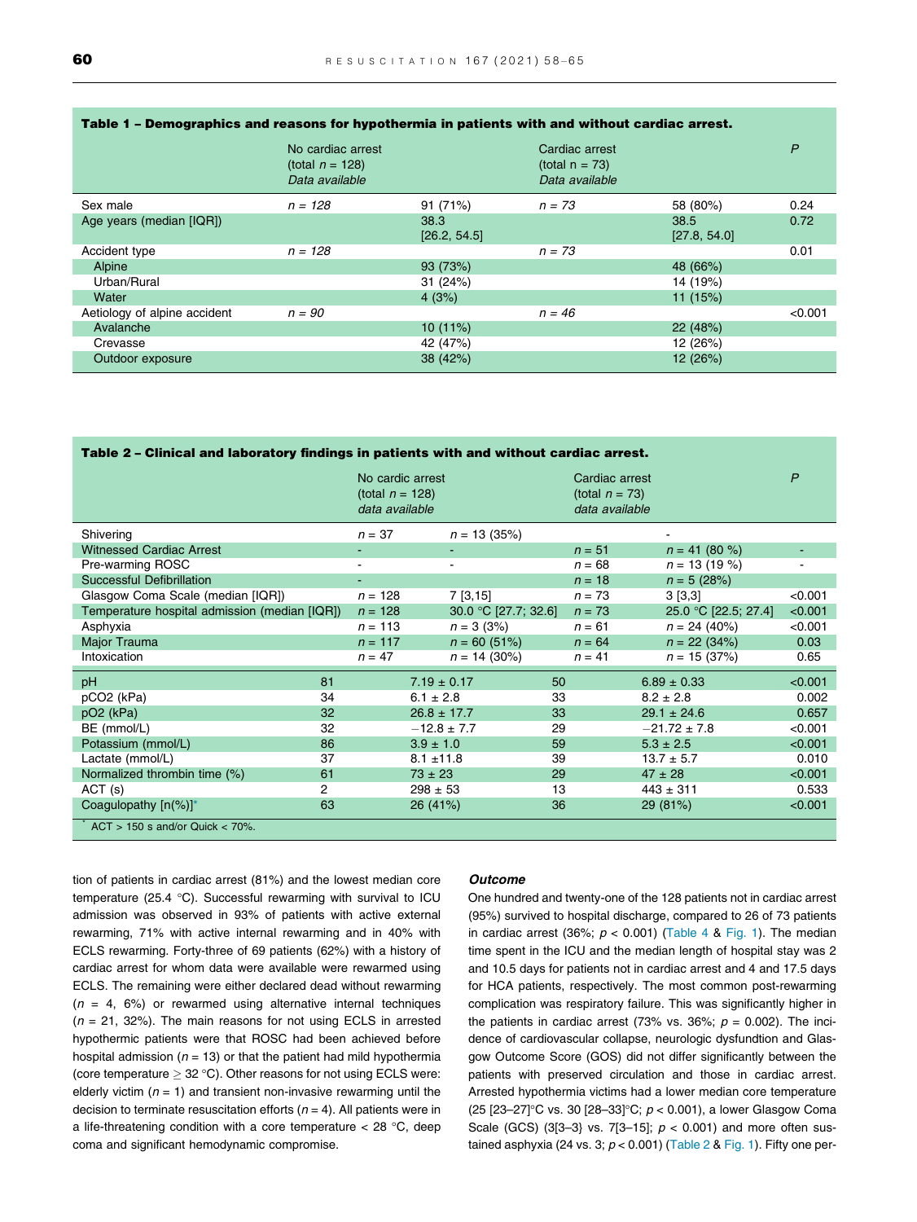**Table 1 – Demographics and reasons for hypothermia in patients with and without cardiac arrest.**

| | No cardiac arrest (total $n$ = 128) *Data available* | | Cardiac arrest (total n = 73) *Data available* | | *P* |
|---|---|---|---|---|---|
| Sex male | *n = 128* | 91 (71%) | *n = 73* | 58 (80%) | 0.24 |
| Age years (median [IQR]) | | 38.3 [26.2, 54.5] | | 38.5 [27.8, 54.0] | 0.72 |
| Accident type | *n = 128* | | *n = 73* | | 0.01 |
| Alpine | | 93 (73%) | | 48 (66%) | |
| Urban/Rural | | 31 (24%) | | 14 (19%) | |
| Water | | 4 (3%) | | 11 (15%) | |
| Aetiology of alpine accident | *n = 90* | | *n = 46* | | <0.001 |
| Avalanche | | 10 (11%) | | 22 (48%) | |
| Crevasse | | 42 (47%) | | 12 (26%) | |
| Outdoor exposure | | 38 (42%) | | 12 (26%) | |

**Table 2 – Clinical and laboratory findings in patients with and without cardiac arrest.**

| | No cardic arrest (total $n$ = 128) *data available* | | Cardiac arrest (total $n$ = 73) *data available* | | *P* |
|---|---|---|---|---|---|
| Shivering | *n* = 37 | *n* = 13 (35%) | | - | |
| Witnessed Cardiac Arrest | - | - | *n* = 51 | *n* = 41 (80 %) | - |
| Pre-warming ROSC | - | - | *n* = 68 | *n* = 13 (19 %) | - |
| Successful Defibrillation | - | | *n* = 18 | *n* = 5 (28%) | |
| Glasgow Coma Scale (median [IQR]) | *n* = 128 | 7 [3,15] | *n* = 73 | 3 [3,3] | <0.001 |
| Temperature hospital admission (median [IQR]) | *n* = 128 | 30.0 °C [27.7; 32.6] | *n* = 73 | 25.0 °C [22.5; 27.4] | <0.001 |
| Asphyxia | *n* = 113 | *n* = 3 (3%) | *n* = 61 | *n* = 24 (40%) | <0.001 |
| Major Trauma | *n* = 117 | *n* = 60 (51%) | *n* = 64 | *n* = 22 (34%) | 0.03 |
| Intoxication | *n* = 47 | *n* = 14 (30%) | *n* = 41 | *n* = 15 (37%) | 0.65 |
| pH | 81 | 7.19 ± 0.17 | 50 | 6.89 ± 0.33 | <0.001 |
| pCO2 (kPa) | 34 | 6.1 ± 2.8 | 33 | 8.2 ± 2.8 | 0.002 |
| pO2 (kPa) | 32 | 26.8 ± 17.7 | 33 | 29.1 ± 24.6 | 0.657 |
| BE (mmol/L) | 32 | −12.8 ± 7.7 | 29 | −21.72 ± 7.8 | <0.001 |
| Potassium (mmol/L) | 86 | 3.9 ± 1.0 | 59 | 5.3 ± 2.5 | <0.001 |
| Lactate (mmol/L) | 37 | 8.1 ±11.8 | 39 | 13.7 ± 5.7 | 0.010 |
| Normalized thrombin time (%) | 61 | 73 ± 23 | 29 | 47 ± 28 | <0.001 |
| ACT (s) | 2 | 298 ± 53 | 13 | 443 ± 311 | 0.533 |
| Coagulopathy [n(%)]* | 63 | 26 (41%) | 36 | 29 (81%) | <0.001 |

\* ACT > 150 s and/or Quick < 70%.

tion of patients in cardiac arrest (81%) and the lowest median core temperature (25.4 °C). Successful rewarming with survival to ICU admission was observed in 93% of patients with active external rewarming, 71% with active internal rewarming and in 40% with ECLS rewarming. Forty-three of 69 patients (62%) with a history of cardiac arrest for whom data were available were rewarmed using ECLS. The remaining were either declared dead without rewarming ($n$ = 4, 6%) or rewarmed using alternative internal techniques ($n$ = 21, 32%). The main reasons for not using ECLS in arrested hypothermic patients were that ROSC had been achieved before hospital admission ($n$ = 13) or that the patient had mild hypothermia (core temperature ≥ 32 °C). Other reasons for not using ECLS were: elderly victim ($n$ = 1) and transient non-invasive rewarming until the decision to terminate resuscitation efforts ($n$ = 4). All patients were in a life-threatening condition with a core temperature < 28 °C, deep coma and significant hemodynamic compromise.

### Outcome

One hundred and twenty-one of the 128 patients not in cardiac arrest (95%) survived to hospital discharge, compared to 26 of 73 patients in cardiac arrest (36%; $p < 0.001$) (Table 4 & Fig. 1). The median time spent in the ICU and the median length of hospital stay was 2 and 10.5 days for patients not in cardiac arrest and 4 and 17.5 days for HCA patients, respectively. The most common post-rewarming complication was respiratory failure. This was significantly higher in the patients in cardiac arrest (73% vs. 36%; $p$ = 0.002). The incidence of cardiovascular collapse, neurologic dysfundtion and Glasgow Outcome Score (GOS) did not differ significantly between the patients with preserved circulation and those in cardiac arrest. Arrested hypothermia victims had a lower median core temperature (25 [23–27]°C vs. 30 [28–33]°C; $p < 0.001$), a lower Glasgow Coma Scale (GCS) (3[3–3} vs. 7[3–15]; $p < 0.001$) and more often sustained asphyxia (24 vs. 3; $p < 0.001$) (Table 2 & Fig. 1). Fifty one per-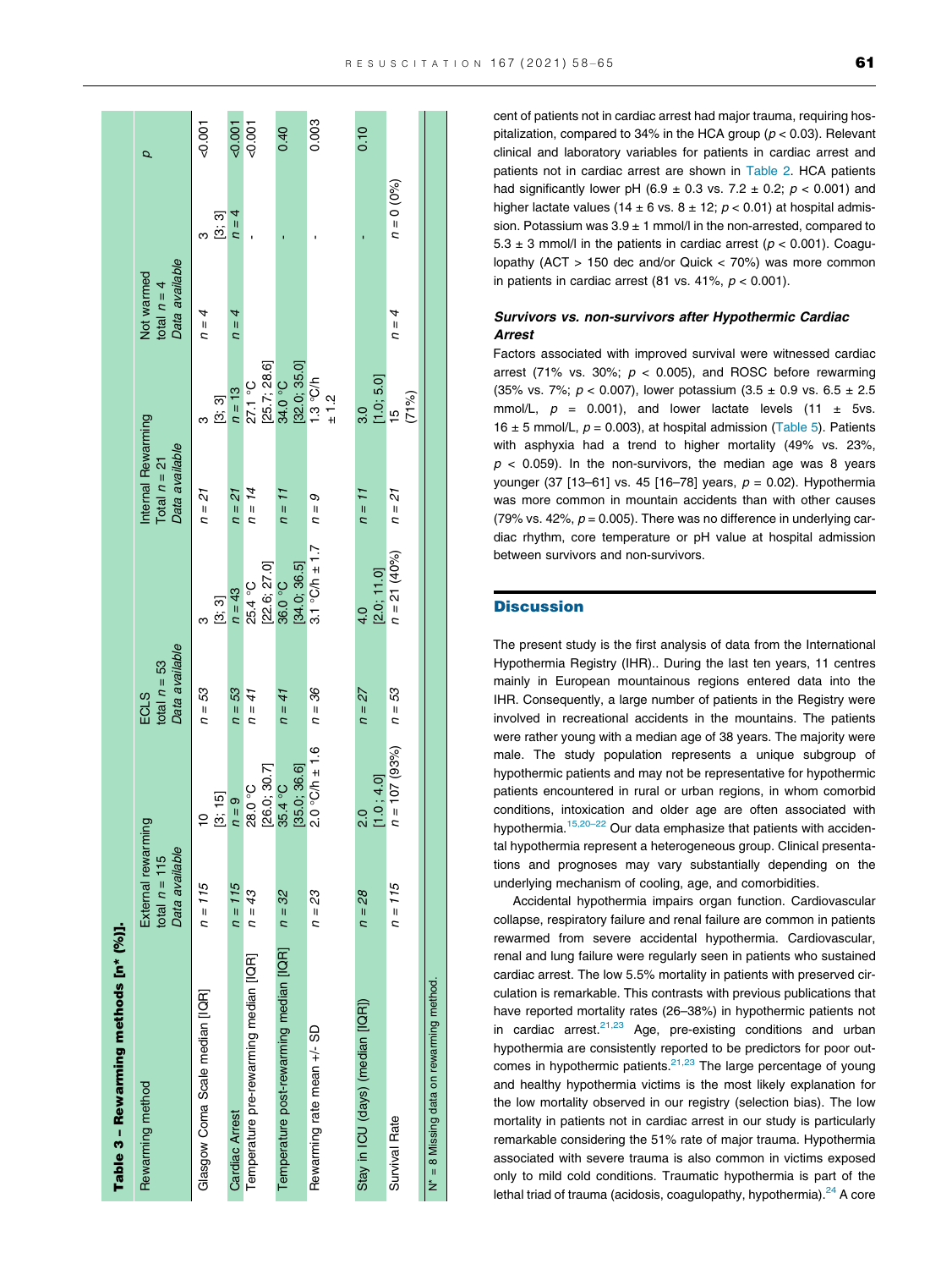**Table 3 – Rewarming methods [n* (%)].**

| Rewarming method | External rewarming total $n = 115$ Data available | | ECLS total $n = 53$ Data available | | Internal Rewarming Total $n = 21$ Data available | | Not warmed total $n = 4$ Data available | | $p$ |
|---|---|---|---|---|---|---|---|---|---|
| Glasgow Coma Scale median [IQR] | $n = 115$ | 10 [3; 15] | $n = 53$ | 3 [3; 3] | $n = 21$ | 3 [3; 3] | $n = 4$ | 3 [3; 3] | <0.001 |
| Cardiac Arrest | $n = 115$ | $n = 9$ | $n = 53$ | $n = 43$ | $n = 21$ | $n = 13$ | $n = 4$ | $n = 4$ | <0.001 |
| Temperature pre-rewarming median [IQR] | $n = 43$ | 28.0 °C [26.0; 30.7] | $n = 41$ | 25.4 °C [22.6; 27.0] | $n = 14$ | 27.1 °C [25.7; 28.6] | | - | <0.001 |
| Temperature post-rewarming median [IQR] | $n = 32$ | 35.4 °C [35.0; 36.6] | $n = 41$ | 36.0 °C [34.0; 36.5] | $n = 11$ | 34.0 °C [32.0; 35.0] | | - | 0.40 |
| Rewarming rate mean +/- SD | $n = 23$ | 2.0 °C/h ± 1.6 | $n = 36$ | 3.1 °C/h ± 1.7 | $n = 9$ | 1.3 °C/h ± 1.2 | | - | 0.003 |
| Stay in ICU (days) (median [IQR]) | $n = 28$ | 2.0 [1.0; 4.0] | $n = 27$ | 4.0 [2.0; 11.0] | $n = 11$ | 3.0 [1.0; 5.0] | | - | 0.10 |
| Survival Rate | $n = 115$ | $n = 107$ (93%) | $n = 53$ | $n = 21$ (40%) | $n = 21$ | 15 (71%) | $n = 4$ | $n = 0$ (0%) | |

N* = 8 Missing data on rewarming method.

cent of patients not in cardiac arrest had major trauma, requiring hospitalization, compared to 34% in the HCA group ($p < 0.03$). Relevant clinical and laboratory variables for patients in cardiac arrest and patients not in cardiac arrest are shown in Table 2. HCA patients had significantly lower pH ($6.9 \pm 0.3$ vs. $7.2 \pm 0.2$; $p < 0.001$) and higher lactate values ($14 \pm 6$ vs. $8 \pm 12$; $p < 0.01$) at hospital admission. Potassium was $3.9 \pm 1$ mmol/l in the non-arrested, compared to $5.3 \pm 3$ mmol/l in the patients in cardiac arrest ($p < 0.001$). Coagulopathy (ACT > 150 dec and/or Quick < 70%) was more common in patients in cardiac arrest (81 vs. 41%, $p < 0.001$).

### *Survivors vs. non-survivors after Hypothermic Cardiac Arrest*

Factors associated with improved survival were witnessed cardiac arrest (71% vs. 30%; $p < 0.005$), and ROSC before rewarming (35% vs. 7%; $p < 0.007$), lower potassium ($3.5 \pm 0.9$ vs. $6.5 \pm 2.5$ mmol/L, $p = 0.001$), and lower lactate levels ($11 \pm 5$vs. $16 \pm 5$ mmol/L, $p = 0.003$), at hospital admission (Table 5). Patients with asphyxia had a trend to higher mortality (49% vs. 23%, $p < 0.059$). In the non-survivors, the median age was 8 years younger (37 [13–61] vs. 45 [16–78] years, $p = 0.02$). Hypothermia was more common in mountain accidents than with other causes (79% vs. 42%, $p = 0.005$). There was no difference in underlying cardiac rhythm, core temperature or pH value at hospital admission between survivors and non-survivors.

## Discussion

The present study is the first analysis of data from the International Hypothermia Registry (IHR).. During the last ten years, 11 centres mainly in European mountainous regions entered data into the IHR. Consequently, a large number of patients in the Registry were involved in recreational accidents in the mountains. The patients were rather young with a median age of 38 years. The majority were male. The study population represents a unique subgroup of hypothermic patients and may not be representative for hypothermic patients encountered in rural or urban regions, in whom comorbid conditions, intoxication and older age are often associated with hypothermia.[15,20–22] Our data emphasize that patients with accidental hypothermia represent a heterogeneous group. Clinical presentations and prognoses may vary substantially depending on the underlying mechanism of cooling, age, and comorbidities.

Accidental hypothermia impairs organ function. Cardiovascular collapse, respiratory failure and renal failure are common in patients rewarmed from severe accidental hypothermia. Cardiovascular, renal and lung failure were regularly seen in patients who sustained cardiac arrest. The low 5.5% mortality in patients with preserved circulation is remarkable. This contrasts with previous publications that have reported mortality rates (26–38%) in hypothermic patients not in cardiac arrest.[21,23] Age, pre-existing conditions and urban hypothermia are consistently reported to be predictors for poor outcomes in hypothermic patients.[21,23] The large percentage of young and healthy hypothermia victims is the most likely explanation for the low mortality observed in our registry (selection bias). The low mortality in patients not in cardiac arrest in our study is particularly remarkable considering the 51% rate of major trauma. Hypothermia associated with severe trauma is also common in victims exposed only to mild cold conditions. Traumatic hypothermia is part of the lethal triad of trauma (acidosis, coagulopathy, hypothermia).[24] A core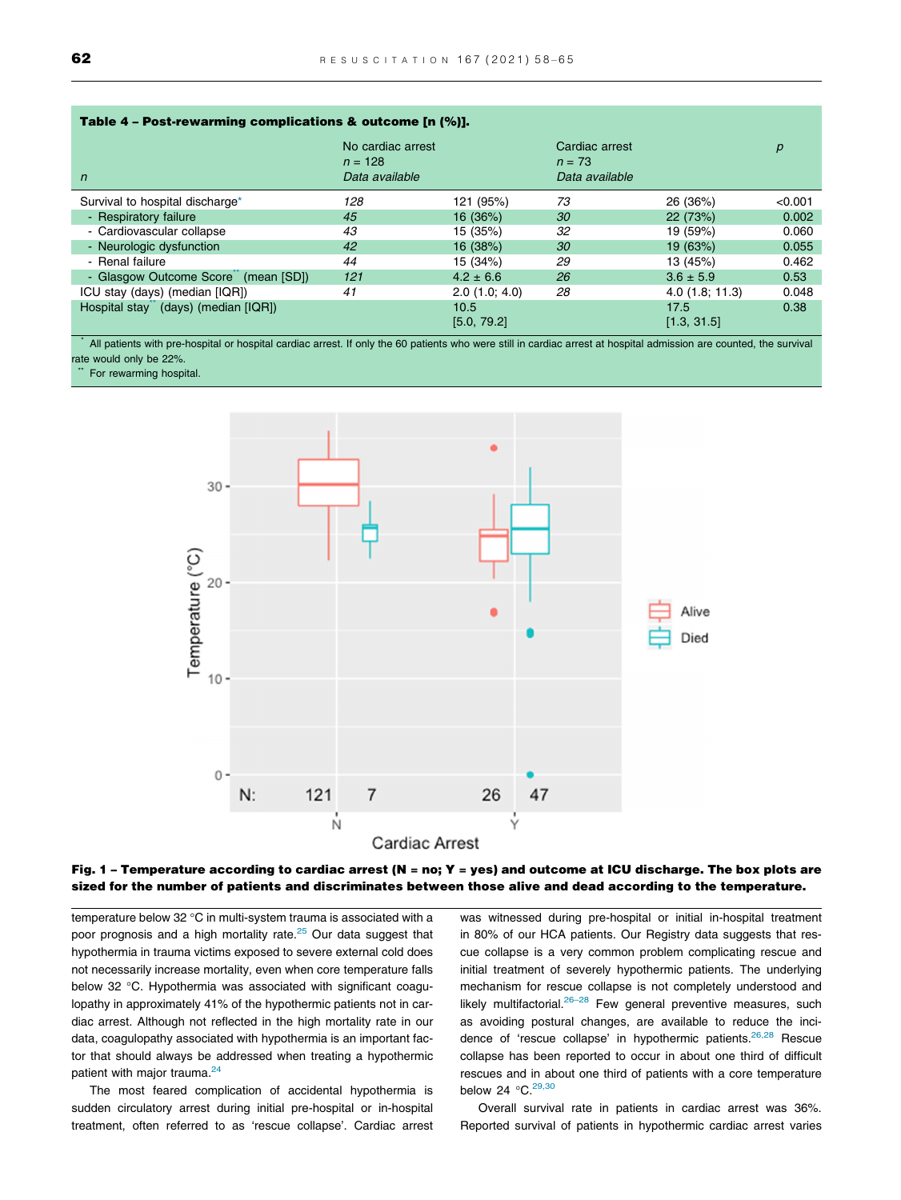**Table 4 – Post-rewarming complications & outcome [n (%)].**

| *n* | No cardiac arrest *n* = 128 *Data available* | | Cardiac arrest *n* = 73 *Data available* | | *p* |
|---|---|---|---|---|---|
| Survival to hospital discharge* | *128* | 121 (95%) | *73* | 26 (36%) | <0.001 |
| - Respiratory failure | *45* | 16 (36%) | *30* | 22 (73%) | 0.002 |
| - Cardiovascular collapse | *43* | 15 (35%) | *32* | 19 (59%) | 0.060 |
| - Neurologic dysfunction | *42* | 16 (38%) | *30* | 19 (63%) | 0.055 |
| - Renal failure | *44* | 15 (34%) | *29* | 13 (45%) | 0.462 |
| - Glasgow Outcome Score** (mean [SD]) | *121* | 4.2 ± 6.6 | *26* | 3.6 ± 5.9 | 0.53 |
| ICU stay (days) (median [IQR]) | *41* | 2.0 (1.0; 4.0) | *28* | 4.0 (1.8; 11.3) | 0.048 |
| Hospital stay** (days) (median [IQR]) | | 10.5 [5.0, 79.2] | | 17.5 [1.3, 31.5] | 0.38 |

\* All patients with pre-hospital or hospital cardiac arrest. If only the 60 patients who were still in cardiac arrest at hospital admission are counted, the survival rate would only be 22%.
\*\* For rewarming hospital.

**Fig. 1 – Temperature according to cardiac arrest (N = no; Y = yes) and outcome at ICU discharge. The box plots are sized for the number of patients and discriminates between those alive and dead according to the temperature.**

temperature below 32 °C in multi-system trauma is associated with a poor prognosis and a high mortality rate.[25] Our data suggest that hypothermia in trauma victims exposed to severe external cold does not necessarily increase mortality, even when core temperature falls below 32 °C. Hypothermia was associated with significant coagulopathy in approximately 41% of the hypothermic patients not in cardiac arrest. Although not reflected in the high mortality rate in our data, coagulopathy associated with hypothermia is an important factor that should always be addressed when treating a hypothermic patient with major trauma.[24]

The most feared complication of accidental hypothermia is sudden circulatory arrest during initial pre-hospital or in-hospital treatment, often referred to as 'rescue collapse'. Cardiac arrest was witnessed during pre-hospital or initial in-hospital treatment in 80% of our HCA patients. Our Registry data suggests that rescue collapse is a very common problem complicating rescue and initial treatment of severely hypothermic patients. The underlying mechanism for rescue collapse is not completely understood and likely multifactorial.[26–28] Few general preventive measures, such as avoiding postural changes, are available to reduce the incidence of 'rescue collapse' in hypothermic patients.[26,28] Rescue collapse has been reported to occur in about one third of difficult rescues and in about one third of patients with a core temperature below 24 °C.[29,30]

Overall survival rate in patients in cardiac arrest was 36%. Reported survival of patients in hypothermic cardiac arrest varies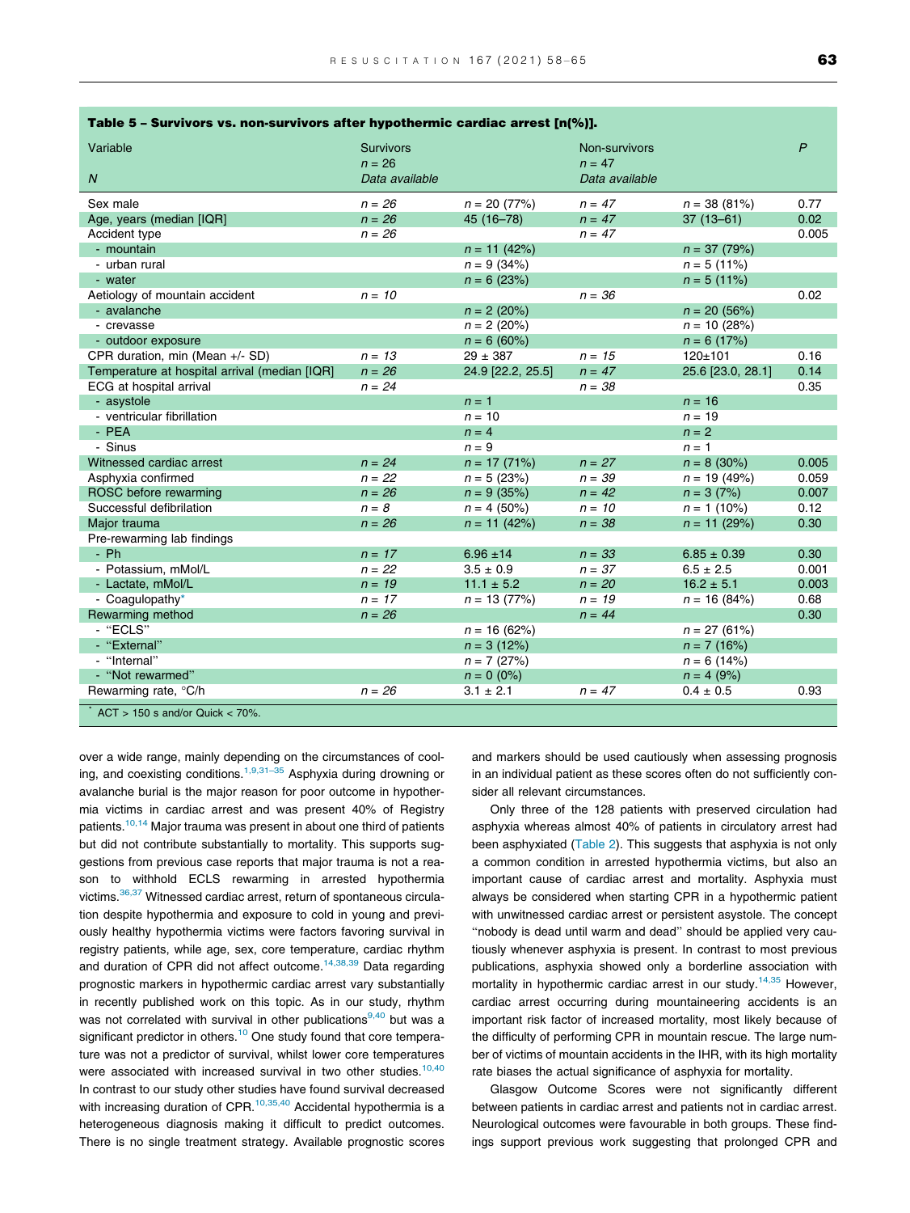**Table 5 – Survivors vs. non-survivors after hypothermic cardiac arrest [n(%)].**

| Variable<br>*N* | Survivors<br>*n* = 26<br>*Data available* | | Non-survivors<br>*n* = 47<br>*Data available* | | *P* |
|---|---|---|---|---|---|
| Sex male | *n = 26* | *n* = 20 (77%) | *n = 47* | *n* = 38 (81%) | 0.77 |
| Age, years (median [IQR] | *n = 26* | 45 (16–78) | *n = 47* | 37 (13–61) | 0.02 |
| Accident type | *n = 26* | | *n = 47* | | 0.005 |
| - mountain | | *n* = 11 (42%) | | *n* = 37 (79%) | |
| - urban rural | | *n* = 9 (34%) | | *n* = 5 (11%) | |
| - water | | *n* = 6 (23%) | | *n* = 5 (11%) | |
| Aetiology of mountain accident | *n = 10* | | *n = 36* | | 0.02 |
| - avalanche | | *n* = 2 (20%) | | *n* = 20 (56%) | |
| - crevasse | | *n* = 2 (20%) | | *n* = 10 (28%) | |
| - outdoor exposure | | *n* = 6 (60%) | | *n* = 6 (17%) | |
| CPR duration, min (Mean +/- SD) | *n = 13* | 29 ± 387 | *n = 15* | 120±101 | 0.16 |
| Temperature at hospital arrival (median [IQR] | *n = 26* | 24.9 [22.2, 25.5] | *n = 47* | 25.6 [23.0, 28.1] | 0.14 |
| ECG at hospital arrival | *n = 24* | | *n = 38* | | 0.35 |
| - asystole | | *n* = 1 | | *n* = 16 | |
| - ventricular fibrillation | | *n* = 10 | | *n* = 19 | |
| - PEA | | *n* = 4 | | *n* = 2 | |
| - Sinus | | *n* = 9 | | *n* = 1 | |
| Witnessed cardiac arrest | *n = 24* | *n* = 17 (71%) | *n = 27* | *n* = 8 (30%) | 0.005 |
| Asphyxia confirmed | *n = 22* | *n* = 5 (23%) | *n = 39* | *n* = 19 (49%) | 0.059 |
| ROSC before rewarming | *n = 26* | *n* = 9 (35%) | *n = 42* | *n* = 3 (7%) | 0.007 |
| Successful defibrilation | *n = 8* | *n* = 4 (50%) | *n = 10* | *n* = 1 (10%) | 0.12 |
| Major trauma | *n = 26* | *n* = 11 (42%) | *n = 38* | *n* = 11 (29%) | 0.30 |
| Pre-rewarming lab findings | | | | | |
| - Ph | *n = 17* | 6.96 ±14 | *n = 33* | 6.85 ± 0.39 | 0.30 |
| - Potassium, mMol/L | *n = 22* | 3.5 ± 0.9 | *n = 37* | 6.5 ± 2.5 | 0.001 |
| - Lactate, mMol/L | *n = 19* | 11.1 ± 5.2 | *n = 20* | 16.2 ± 5.1 | 0.003 |
| - Coagulopathy* | *n = 17* | *n* = 13 (77%) | *n = 19* | *n* = 16 (84%) | 0.68 |
| Rewarming method | *n = 26* | | *n = 44* | | 0.30 |
| - "ECLS" | | *n* = 16 (62%) | | *n* = 27 (61%) | |
| - "External" | | *n* = 3 (12%) | | *n* = 7 (16%) | |
| - "Internal" | | *n* = 7 (27%) | | *n* = 6 (14%) | |
| - "Not rewarmed" | | *n* = 0 (0%) | | *n* = 4 (9%) | |
| Rewarming rate, °C/h | *n = 26* | 3.1 ± 2.1 | *n = 47* | 0.4 ± 0.5 | 0.93 |

* ACT > 150 s and/or Quick < 70%.

over a wide range, mainly depending on the circumstances of cooling, and coexisting conditions.[1,9,31–35] Asphyxia during drowning or avalanche burial is the major reason for poor outcome in hypothermia victims in cardiac arrest and was present 40% of Registry patients.[10,14] Major trauma was present in about one third of patients but did not contribute substantially to mortality. This supports suggestions from previous case reports that major trauma is not a reason to withhold ECLS rewarming in arrested hypothermia victims.[36,37] Witnessed cardiac arrest, return of spontaneous circulation despite hypothermia and exposure to cold in young and previously healthy hypothermia victims were factors favoring survival in registry patients, while age, sex, core temperature, cardiac rhythm and duration of CPR did not affect outcome.[14,38,39] Data regarding prognostic markers in hypothermic cardiac arrest vary substantially in recently published work on this topic. As in our study, rhythm was not correlated with survival in other publications[9,40] but was a significant predictor in others.[10] One study found that core temperature was not a predictor of survival, whilst lower core temperatures were associated with increased survival in two other studies.[10,40] In contrast to our study other studies have found survival decreased with increasing duration of CPR.[10,35,40] Accidental hypothermia is a heterogeneous diagnosis making it difficult to predict outcomes. There is no single treatment strategy. Available prognostic scores and markers should be used cautiously when assessing prognosis in an individual patient as these scores often do not sufficiently consider all relevant circumstances.

Only three of the 128 patients with preserved circulation had asphyxia whereas almost 40% of patients in circulatory arrest had been asphyxiated (Table 2). This suggests that asphyxia is not only a common condition in arrested hypothermia victims, but also an important cause of cardiac arrest and mortality. Asphyxia must always be considered when starting CPR in a hypothermic patient with unwitnessed cardiac arrest or persistent asystole. The concept "nobody is dead until warm and dead" should be applied very cautiously whenever asphyxia is present. In contrast to most previous publications, asphyxia showed only a borderline association with mortality in hypothermic cardiac arrest in our study.[14,35] However, cardiac arrest occurring during mountaineering accidents is an important risk factor of increased mortality, most likely because of the difficulty of performing CPR in mountain rescue. The large number of victims of mountain accidents in the IHR, with its high mortality rate biases the actual significance of asphyxia for mortality.

Glasgow Outcome Scores were not significantly different between patients in cardiac arrest and patients not in cardiac arrest. Neurological outcomes were favourable in both groups. These findings support previous work suggesting that prolonged CPR and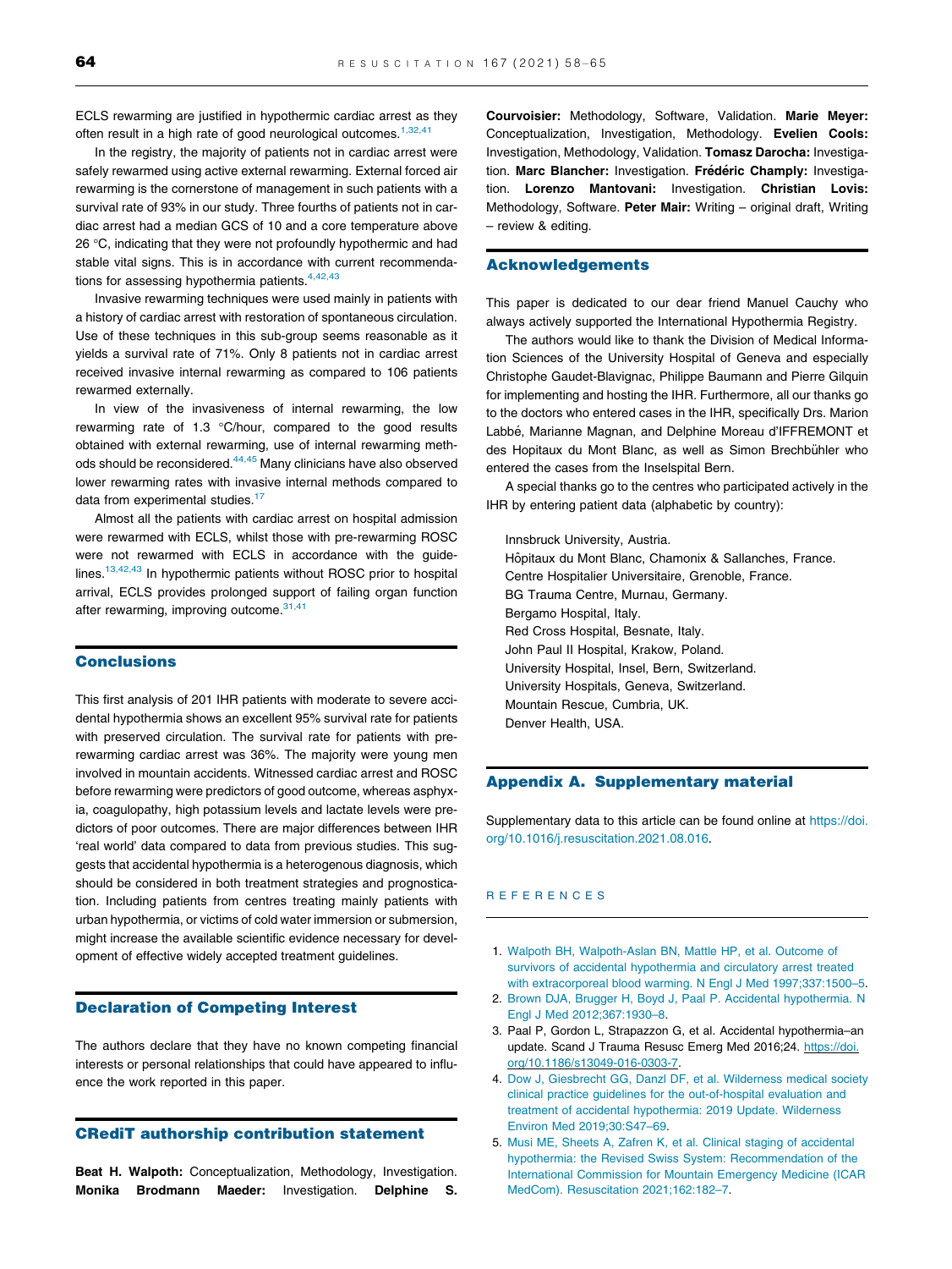ECLS rewarming are justified in hypothermic cardiac arrest as they often result in a high rate of good neurological outcomes.[1,32,41]

In the registry, the majority of patients not in cardiac arrest were safely rewarmed using active external rewarming. External forced air rewarming is the cornerstone of management in such patients with a survival rate of 93% in our study. Three fourths of patients not in cardiac arrest had a median GCS of 10 and a core temperature above 26 °C, indicating that they were not profoundly hypothermic and had stable vital signs. This is in accordance with current recommendations for assessing hypothermia patients.[4,42,43]

Invasive rewarming techniques were used mainly in patients with a history of cardiac arrest with restoration of spontaneous circulation. Use of these techniques in this sub-group seems reasonable as it yields a survival rate of 71%. Only 8 patients not in cardiac arrest received invasive internal rewarming as compared to 106 patients rewarmed externally.

In view of the invasiveness of internal rewarming, the low rewarming rate of 1.3 °C/hour, compared to the good results obtained with external rewarming, use of internal rewarming methods should be reconsidered.[44,45] Many clinicians have also observed lower rewarming rates with invasive internal methods compared to data from experimental studies.[17]

Almost all the patients with cardiac arrest on hospital admission were rewarmed with ECLS, whilst those with pre-rewarming ROSC were not rewarmed with ECLS in accordance with the guidelines.[13,42,43] In hypothermic patients without ROSC prior to hospital arrival, ECLS provides prolonged support of failing organ function after rewarming, improving outcome.[31,41]

## Conclusions

This first analysis of 201 IHR patients with moderate to severe accidental hypothermia shows an excellent 95% survival rate for patients with preserved circulation. The survival rate for patients with pre-rewarming cardiac arrest was 36%. The majority were young men involved in mountain accidents. Witnessed cardiac arrest and ROSC before rewarming were predictors of good outcome, whereas asphyxia, coagulopathy, high potassium levels and lactate levels were predictors of poor outcomes. There are major differences between IHR 'real world' data compared to data from previous studies. This suggests that accidental hypothermia is a heterogenous diagnosis, which should be considered in both treatment strategies and prognostication. Including patients from centres treating mainly patients with urban hypothermia, or victims of cold water immersion or submersion, might increase the available scientific evidence necessary for development of effective widely accepted treatment guidelines.

## Declaration of Competing Interest

The authors declare that they have no known competing financial interests or personal relationships that could have appeared to influence the work reported in this paper.

## CRediT authorship contribution statement

**Beat H. Walpoth:** Conceptualization, Methodology, Investigation. **Monika Brodmann Maeder:** Investigation. **Delphine S. Courvoisier:** Methodology, Software, Validation. **Marie Meyer:** Conceptualization, Investigation, Methodology. **Evelien Cools:** Investigation, Methodology, Validation. **Tomasz Darocha:** Investigation. **Marc Blancher:** Investigation. **Frédéric Champly:** Investigation. **Lorenzo Mantovani:** Investigation. **Christian Lovis:** Methodology, Software. **Peter Mair:** Writing – original draft, Writing – review & editing.

## Acknowledgements

This paper is dedicated to our dear friend Manuel Cauchy who always actively supported the International Hypothermia Registry.

The authors would like to thank the Division of Medical Information Sciences of the University Hospital of Geneva and especially Christophe Gaudet-Blavignac, Philippe Baumann and Pierre Gilquin for implementing and hosting the IHR. Furthermore, all our thanks go to the doctors who entered cases in the IHR, specifically Drs. Marion Labbé, Marianne Magnan, and Delphine Moreau d'IFFREMONT et des Hopitaux du Mont Blanc, as well as Simon Brechbühler who entered the cases from the Inselspital Bern.

A special thanks go to the centres who participated actively in the IHR by entering patient data (alphabetic by country):

Innsbruck University, Austria.
Hôpitaux du Mont Blanc, Chamonix & Sallanches, France.
Centre Hospitalier Universitaire, Grenoble, France.
BG Trauma Centre, Murnau, Germany.
Bergamo Hospital, Italy.
Red Cross Hospital, Besnate, Italy.
John Paul II Hospital, Krakow, Poland.
University Hospital, Insel, Bern, Switzerland.
University Hospitals, Geneva, Switzerland.
Mountain Rescue, Cumbria, UK.
Denver Health, USA.

## Appendix A. Supplementary material

Supplementary data to this article can be found online at https://doi.org/10.1016/j.resuscitation.2021.08.016.

## REFERENCES

1. Walpoth BH, Walpoth-Aslan BN, Mattle HP, et al. Outcome of survivors of accidental hypothermia and circulatory arrest treated with extracorporeal blood warming. N Engl J Med 1997;337:1500–5.
2. Brown DJA, Brugger H, Boyd J, Paal P. Accidental hypothermia. N Engl J Med 2012;367:1930–8.
3. Paal P, Gordon L, Strapazzon G, et al. Accidental hypothermia–an update. Scand J Trauma Resusc Emerg Med 2016;24. https://doi.org/10.1186/s13049-016-0303-7.
4. Dow J, Giesbrecht GG, Danzl DF, et al. Wilderness medical society clinical practice guidelines for the out-of-hospital evaluation and treatment of accidental hypothermia: 2019 Update. Wilderness Environ Med 2019;30:S47–69.
5. Musi ME, Sheets A, Zafren K, et al. Clinical staging of accidental hypothermia: the Revised Swiss System: Recommendation of the International Commission for Mountain Emergency Medicine (ICAR MedCom). Resuscitation 2021;162:182–7.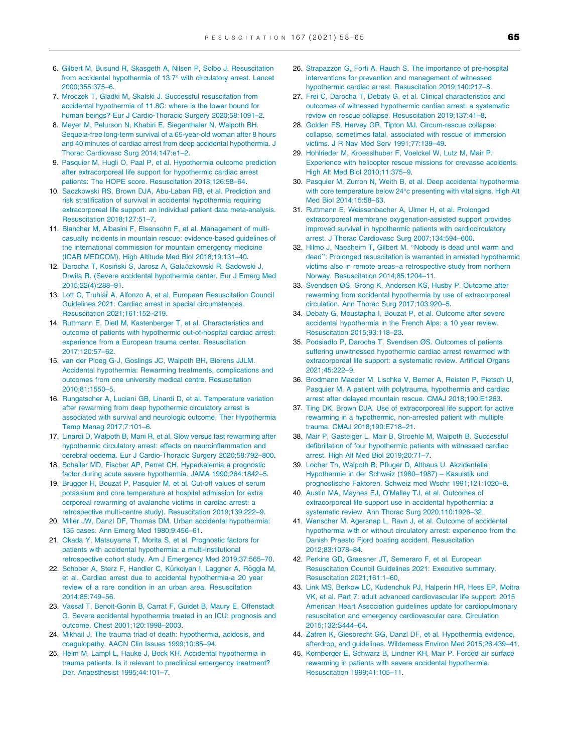6. Gilbert M, Busund R, Skasgeth A, Nilsen P, Solbo J. Resuscitation from accidental hypothermia of 13.7° with circulatory arrest. Lancet 2000;355:375–6.
7. Mroczek T, Gladki M, Skalski J. Successful resuscitation from accidental hypothermia of 11.8C: where is the lower bound for human beings? Eur J Cardio-Thoracic Surgery 2020;58:1091–2.
8. Meyer M, Pelurson N, Khabiri E, Siegenthaler N, Walpoth BH. Sequela-free long-term survival of a 65-year-old woman after 8 hours and 40 minutes of cardiac arrest from deep accidental hypothermia. J Thorac Cardiovasc Surg 2014;147:e1–2.
9. Pasquier M, Hugli O, Paal P, et al. Hypothermia outcome prediction after extracorporeal life support for hypothermic cardiac arrest patients: The HOPE score. Resuscitation 2018;126:58–64.
10. Saczkowski RS, Brown DJA, Abu-Laban RB, et al. Prediction and risk stratification of survival in accidental hypothermia requiring extracorporeal life support: an individual patient data meta-analysis. Resuscitation 2018;127:51–7.
11. Blancher M, Albasini F, Elsensohn F, et al. Management of multi-casualty incidents in mountain rescue: evidence-based guidelines of the international commission for mountain emergency medicine (ICAR MEDCOM). High Altitude Med Biol 2018;19:131–40.
12. Darocha T, Kosiński S, Jarosz A, Gałaôzkowski R, Sadowski J, Drwila R. (Severe accidental hypothermia center. Eur J Emerg Med 2015;22(4):288–91.
13. Lott C, Truhlář A, Alfonzo A, et al. European Resuscitation Council Guidelines 2021: Cardiac arrest in special circumstances. Resuscitation 2021;161:152–219.
14. Ruttmann E, Dietl M, Kastenberger T, et al. Characteristics and outcome of patients with hypothermic out-of-hospital cardiac arrest: experience from a European trauma center. Resuscitation 2017;120:57–62.
15. van der Ploeg G-J, Goslings JC, Walpoth BH, Bierens JJLM. Accidental hypothermia: Rewarming treatments, complications and outcomes from one university medical centre. Resuscitation 2010;81:1550–5.
16. Rungatscher A, Luciani GB, Linardi D, et al. Temperature variation after rewarming from deep hypothermic circulatory arrest is associated with survival and neurologic outcome. Ther Hypothermia Temp Manag 2017;7:101–6.
17. Linardi D, Walpoth B, Mani R, et al. Slow versus fast rewarming after hypothermic circulatory arrest: effects on neuroinflammation and cerebral oedema. Eur J Cardio-Thoracic Surgery 2020;58:792–800.
18. Schaller MD, Fischer AP, Perret CH. Hyperkalemia a prognostic factor during acute severe hypothermia. JAMA 1990;264:1842–5.
19. Brugger H, Bouzat P, Pasquier M, et al. Cut-off values of serum potassium and core temperature at hospital admission for extra corporeal rewarming of avalanche victims in cardiac arrest: a retrospective multi-centre study). Resuscitation 2019;139:222–9.
20. Miller JW, Danzl DF, Thomas DM. Urban accidental hypothermia: 135 cases. Ann Emerg Med 1980;9:456–61.
21. Okada Y, Matsuyama T, Morita S, et al. Prognostic factors for patients with accidental hypothermia: a multi-institutional retrospective cohort study. Am J Emergency Med 2019;37:565–70.
22. Schober A, Sterz F, Handler C, Kürkciyan I, Laggner A, Röggla M, et al. Cardiac arrest due to accidental hypothermia-a 20 year review of a rare condition in an urban area. Resuscitation 2014;85:749–56.
23. Vassal T, Benoit-Gonin B, Carrat F, Guidet B, Maury E, Offenstadt G. Severe accidental hypothermia treated in an ICU: prognosis and outcome. Chest 2001;120:1998–2003.
24. Mikhail J. The trauma triad of death: hypothermia, acidosis, and coagulopathy. AACN Clin Issues 1999;10:85–94.
25. Helm M, Lampl L, Hauke J, Bock KH. Accidental hypothermia in trauma patients. Is it relevant to preclinical emergency treatment? Der. Anaesthesist 1995;44:101–7.
26. Strapazzon G, Forti A, Rauch S. The importance of pre-hospital interventions for prevention and management of witnessed hypothermic cardiac arrest. Resuscitation 2019;140:217–8.
27. Frei C, Darocha T, Debaty G, et al. Clinical characteristics and outcomes of witnessed hypothermic cardiac arrest: a systematic review on rescue collapse. Resuscitation 2019;137:41–8.
28. Golden FS, Hervey GR, Tipton MJ. Circum-rescue collapse: collapse, sometimes fatal, associated with rescue of immersion victims. J R Nav Med Serv 1991;77:139–49.
29. Hohlrieder M, Kroesslhuber F, Voelckel W, Lutz M, Mair P. Experience with helicopter rescue missions for crevasse accidents. High Alt Med Biol 2010;11:375–9.
30. Pasquier M, Zurron N, Weith B, et al. Deep accidental hypothermia with core temperature below 24°c presenting with vital signs. High Alt Med Biol 2014;15:58–63.
31. Ruttmann E, Weissenbacher A, Ulmer H, et al. Prolonged extracorporeal membrane oxygenation-assisted support provides improved survival in hypothermic patients with cardiocirculatory arrest. J Thorac Cardiovasc Surg 2007;134:594–600.
32. Hilmo J, Naesheim T, Gilbert M. "Nobody is dead until warm and dead": Prolonged resuscitation is warranted in arrested hypothermic victims also in remote areas–a retrospective study from northern Norway. Resuscitation 2014;85:1204–11.
33. Svendsen ØS, Grong K, Andersen KS, Husby P. Outcome after rewarming from accidental hypothermia by use of extracorporeal circulation. Ann Thorac Surg 2017;103:920–5.
34. Debaty G, Moustapha I, Bouzat P, et al. Outcome after severe accidental hypothermia in the French Alps: a 10 year review. Resuscitation 2015;93:118–23.
35. Podsiadło P, Darocha T, Svendsen ØS. Outcomes of patients suffering unwitnessed hypothermic cardiac arrest rewarmed with extracorporeal life support: a systematic review. Artificial Organs 2021;45:222–9.
36. Brodmann Maeder M, Lischke V, Berner A, Reisten P, Pietsch U, Pasquier M. A patient with polytrauma, hypothermia and cardiac arrest after delayed mountain rescue. CMAJ 2018;190:E1263.
37. Ting DK, Brown DJA. Use of extracorporeal life support for active rewarming in a hypothermic, non-arrested patient with multiple trauma. CMAJ 2018;190:E718–21.
38. Mair P, Gasteiger L, Mair B, Stroehle M, Walpoth B. Successful defibrillation of four hypothermic patients with witnessed cardiac arrest. High Alt Med Biol 2019;20:71–7.
39. Locher Th, Walpoth B, Pfluger D, Althaus U. Akzidentelle Hypothermie in der Schweiz (1980–1987) – Kasuistik und prognostische Faktoren. Schweiz med Wschr 1991;121:1020–8.
40. Austin MA, Maynes EJ, O'Malley TJ, et al. Outcomes of extracorporeal life support use in accidental hypothermia: a systematic review. Ann Thorac Surg 2020;110:1926–32.
41. Wanscher M, Agersnap L, Ravn J, et al. Outcome of accidental hypothermia with or without circulatory arrest: experience from the Danish Praesto Fjord boating accident. Resuscitation 2012;83:1078–84.
42. Perkins GD, Graesner JT, Semeraro F, et al. European Resuscitation Council Guidelines 2021: Executive summary. Resuscitation 2021;161:1–60.
43. Link MS, Berkow LC, Kudenchuk PJ, Halperin HR, Hess EP, Moitra VK, et al. Part 7: adult advanced cardiovascular life support: 2015 American Heart Association guidelines update for cardiopulmonary resuscitation and emergency cardiovascular care. Circulation 2015;132:S444–64.
44. Zafren K, Giesbrecht GG, Danzl DF, et al. Hypothermia evidence, afterdrop, and guidelines. Wilderness Environ Med 2015;26:439–41.
45. Kornberger E, Schwarz B, Lindner KH, Mair P. Forced air surface rewarming in patients with severe accidental hypothermia. Resuscitation 1999;41:105–11.